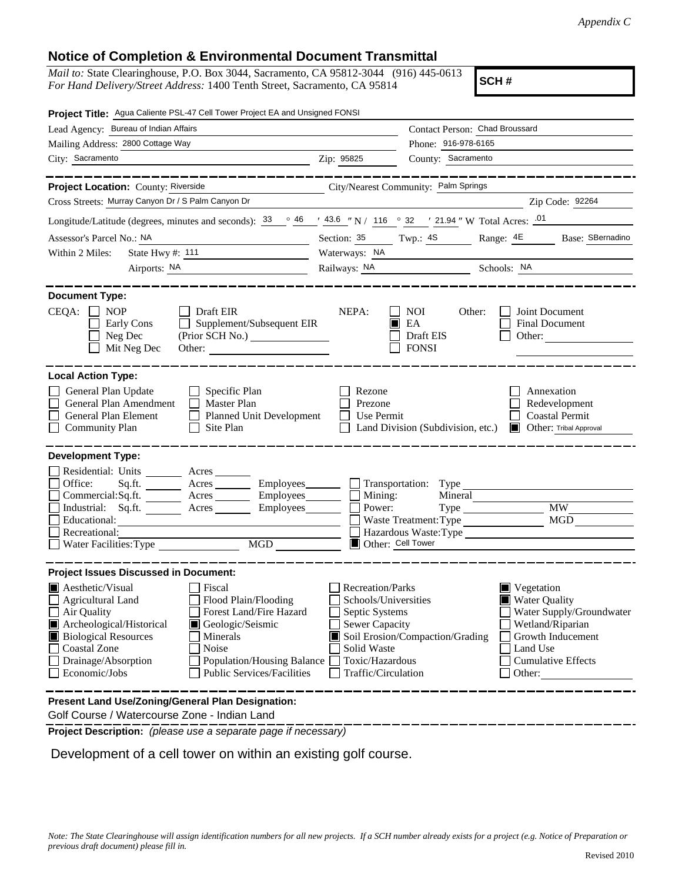*Appendix C*

## Notice of Completion & Environmental Document Transmittal

*Mail to:* State Clearinghouse, P.O. Box 3044, Sacramento, CA 95812-3044 (916) 445-0613
*For Hand Delivery/Street Address:* 1400 Tenth Street, Sacramento, CA 95814

**SCH #**

**Project Title:** Agua Caliente PSL-47 Cell Tower Project EA and Unsigned FONSI

Lead Agency: Bureau of Indian Affairs
Contact Person: Chad Broussard
Mailing Address: 2800 Cottage Way
Phone: 916-978-6165
City: Sacramento
Zip: 95825
County: Sacramento

---

**Project Location:** County: Riverside
City/Nearest Community: Palm Springs
Cross Streets: Murray Canyon Dr / S Palm Canyon Dr
Zip Code: 92264
Longitude/Latitude (degrees, minutes and seconds): 33 ° 46 ′ 43.6 ″ N / 116 ° 32 ′ 21.94 ″ W Total Acres: .01
Assessor's Parcel No.: NA
Section: 35 Twp.: 4S Range: 4E Base: SBernadino
Within 2 Miles: State Hwy #: 111
Waterways: NA
Airports: NA
Railways: NA
Schools: NA

---

**Document Type:**

CEQA:
- [ ] NOP
- [ ] Early Cons
- [ ] Neg Dec
- [ ] Mit Neg Dec
- [ ] Draft EIR
- [ ] Supplement/Subsequent EIR (Prior SCH No.)
- Other:

NEPA:
- [ ] NOI
- [x] EA
- [ ] Draft EIS
- [ ] FONSI

Other:
- [ ] Joint Document
- [ ] Final Document
- [ ] Other:

---

**Local Action Type:**

- [ ] General Plan Update
- [ ] General Plan Amendment
- [ ] General Plan Element
- [ ] Community Plan
- [ ] Specific Plan
- [ ] Master Plan
- [ ] Planned Unit Development
- [ ] Site Plan
- [ ] Rezone
- [ ] Prezone
- [ ] Use Permit
- [ ] Land Division (Subdivision, etc.)
- [ ] Annexation
- [ ] Redevelopment
- [ ] Coastal Permit
- [x] Other: Tribal Approval

---

**Development Type:**

- [ ] Residential: Units ____ Acres ____
- [ ] Office: Sq.ft. ____ Acres ____ Employees ____
- [ ] Commercial: Sq.ft. ____ Acres ____ Employees ____
- [ ] Industrial: Sq.ft. ____ Acres ____ Employees ____
- [ ] Educational:
- [ ] Recreational:
- [ ] Water Facilities: Type ____ MGD ____
- [ ] Transportation: Type
- [ ] Mining: Mineral
- [ ] Power: Type ____ MW ____
- [ ] Waste Treatment: Type ____ MGD ____
- [ ] Hazardous Waste: Type
- [x] Other: Cell Tower

---

**Project Issues Discussed in Document:**

- [x] Aesthetic/Visual
- [ ] Agricultural Land
- [ ] Air Quality
- [x] Archeological/Historical
- [x] Biological Resources
- [ ] Coastal Zone
- [ ] Drainage/Absorption
- [ ] Economic/Jobs
- [ ] Fiscal
- [ ] Flood Plain/Flooding
- [ ] Forest Land/Fire Hazard
- [x] Geologic/Seismic
- [ ] Minerals
- [ ] Noise
- [ ] Population/Housing Balance
- [ ] Public Services/Facilities
- [ ] Recreation/Parks
- [ ] Schools/Universities
- [ ] Septic Systems
- [ ] Sewer Capacity
- [x] Soil Erosion/Compaction/Grading
- [ ] Solid Waste
- [ ] Toxic/Hazardous
- [ ] Traffic/Circulation
- [x] Vegetation
- [x] Water Quality
- [ ] Water Supply/Groundwater
- [ ] Wetland/Riparian
- [ ] Growth Inducement
- [ ] Land Use
- [ ] Cumulative Effects
- [ ] Other:

---

**Present Land Use/Zoning/General Plan Designation:**

Golf Course / Watercourse Zone - Indian Land

**Project Description:** *(please use a separate page if necessary)*

Development of a cell tower on within an existing golf course.

*Note: The State Clearinghouse will assign identification numbers for all new projects. If a SCH number already exists for a project (e.g. Notice of Preparation or previous draft document) please fill in.*

Revised 2010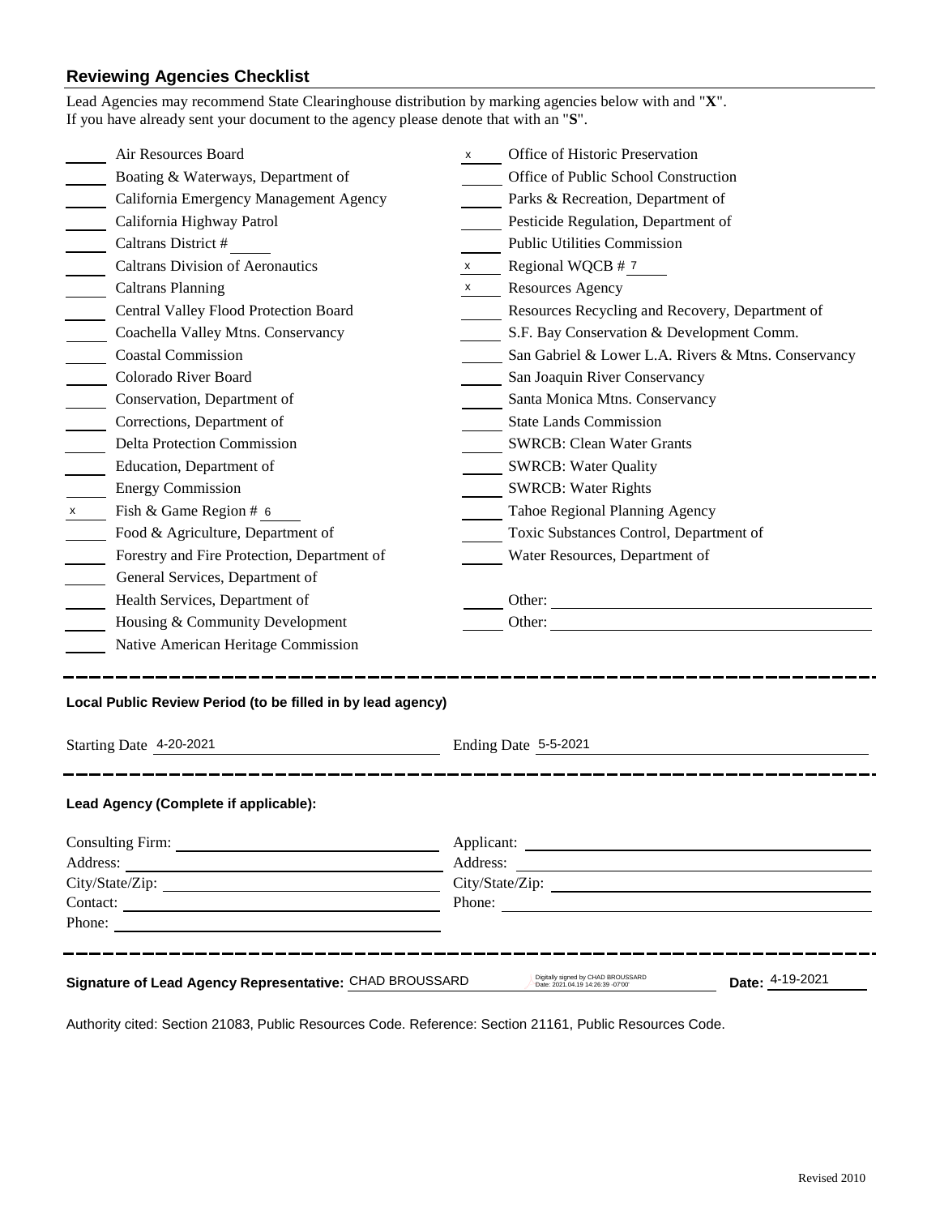## Reviewing Agencies Checklist

Lead Agencies may recommend State Clearinghouse distribution by marking agencies below with and "**X**".
If you have already sent your document to the agency please denote that with an "**S**".

| | | | |
|---|---|---|---|
| | Air Resources Board | x | Office of Historic Preservation |
| | Boating & Waterways, Department of | | Office of Public School Construction |
| | California Emergency Management Agency | | Parks & Recreation, Department of |
| | California Highway Patrol | | Pesticide Regulation, Department of |
| | Caltrans District # | | Public Utilities Commission |
| | Caltrans Division of Aeronautics | x | Regional WQCB # 7 |
| | Caltrans Planning | x | Resources Agency |
| | Central Valley Flood Protection Board | | Resources Recycling and Recovery, Department of |
| | Coachella Valley Mtns. Conservancy | | S.F. Bay Conservation & Development Comm. |
| | Coastal Commission | | San Gabriel & Lower L.A. Rivers & Mtns. Conservancy |
| | Colorado River Board | | San Joaquin River Conservancy |
| | Conservation, Department of | | Santa Monica Mtns. Conservancy |
| | Corrections, Department of | | State Lands Commission |
| | Delta Protection Commission | | SWRCB: Clean Water Grants |
| | Education, Department of | | SWRCB: Water Quality |
| | Energy Commission | | SWRCB: Water Rights |
| x | Fish & Game Region # 6 | | Tahoe Regional Planning Agency |
| | Food & Agriculture, Department of | | Toxic Substances Control, Department of |
| | Forestry and Fire Protection, Department of | | Water Resources, Department of |
| | General Services, Department of | | |
| | Health Services, Department of | | Other: |
| | Housing & Community Development | | Other: |
| | Native American Heritage Commission | | |

---

**Local Public Review Period (to be filled in by lead agency)**

Starting Date 4-20-2021 Ending Date 5-5-2021

---

**Lead Agency (Complete if applicable):**

Consulting Firm:
Address:
City/State/Zip:
Contact:
Phone:

Applicant:
Address:
City/State/Zip:
Phone:

---

**Signature of Lead Agency Representative:** CHAD BROUSSARD Digitally signed by CHAD BROUSSARD Date: 2021.04.19 14:26:39 -07'00' **Date:** 4-19-2021

Authority cited: Section 21083, Public Resources Code. Reference: Section 21161, Public Resources Code.

Revised 2010